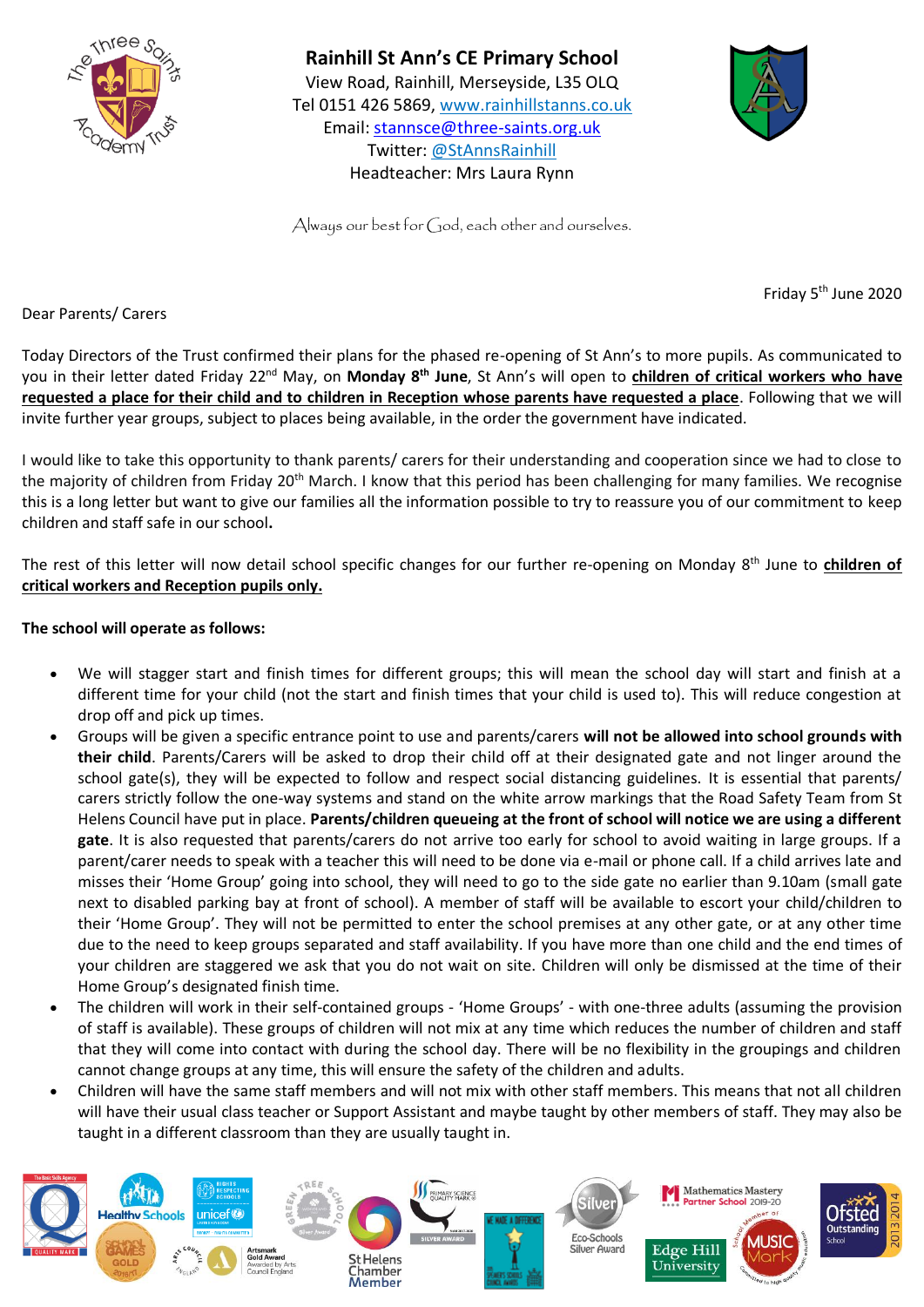**Rainhill St Ann's CE Primary School**
View Road, Rainhill, Merseyside, L35 OLQ
Tel 0151 426 5869, www.rainhillstanns.co.uk
Email: stannsce@three-saints.org.uk
Twitter: @StAnnsRainhill
Headteacher: Mrs Laura Rynn

*Always our best for God, each other and ourselves.*

Friday 5th June 2020

Dear Parents/ Carers

Today Directors of the Trust confirmed their plans for the phased re-opening of St Ann's to more pupils. As communicated to you in their letter dated Friday 22nd May, on **Monday 8th June**, St Ann's will open to **children of critical workers who have requested a place for their child and to children in Reception whose parents have requested a place**. Following that we will invite further year groups, subject to places being available, in the order the government have indicated.

I would like to take this opportunity to thank parents/ carers for their understanding and cooperation since we had to close to the majority of children from Friday 20th March. I know that this period has been challenging for many families. We recognise this is a long letter but want to give our families all the information possible to try to reassure you of our commitment to keep children and staff safe in our school**.**

The rest of this letter will now detail school specific changes for our further re-opening on Monday 8th June to **children of critical workers and Reception pupils only.**

**The school will operate as follows:**

- We will stagger start and finish times for different groups; this will mean the school day will start and finish at a different time for your child (not the start and finish times that your child is used to). This will reduce congestion at drop off and pick up times.
- Groups will be given a specific entrance point to use and parents/carers **will not be allowed into school grounds with their child**. Parents/Carers will be asked to drop their child off at their designated gate and not linger around the school gate(s), they will be expected to follow and respect social distancing guidelines. It is essential that parents/ carers strictly follow the one-way systems and stand on the white arrow markings that the Road Safety Team from St Helens Council have put in place. **Parents/children queueing at the front of school will notice we are using a different gate**. It is also requested that parents/carers do not arrive too early for school to avoid waiting in large groups. If a parent/carer needs to speak with a teacher this will need to be done via e-mail or phone call. If a child arrives late and misses their 'Home Group' going into school, they will need to go to the side gate no earlier than 9.10am (small gate next to disabled parking bay at front of school). A member of staff will be available to escort your child/children to their 'Home Group'. They will not be permitted to enter the school premises at any other gate, or at any other time due to the need to keep groups separated and staff availability. If you have more than one child and the end times of your children are staggered we ask that you do not wait on site. Children will only be dismissed at the time of their Home Group's designated finish time.
- The children will work in their self-contained groups - 'Home Groups' - with one-three adults (assuming the provision of staff is available). These groups of children will not mix at any time which reduces the number of children and staff that they will come into contact with during the school day. There will be no flexibility in the groupings and children cannot change groups at any time, this will ensure the safety of the children and adults.
- Children will have the same staff members and will not mix with other staff members. This means that not all children will have their usual class teacher or Support Assistant and maybe taught by other members of staff. They may also be taught in a different classroom than they are usually taught in.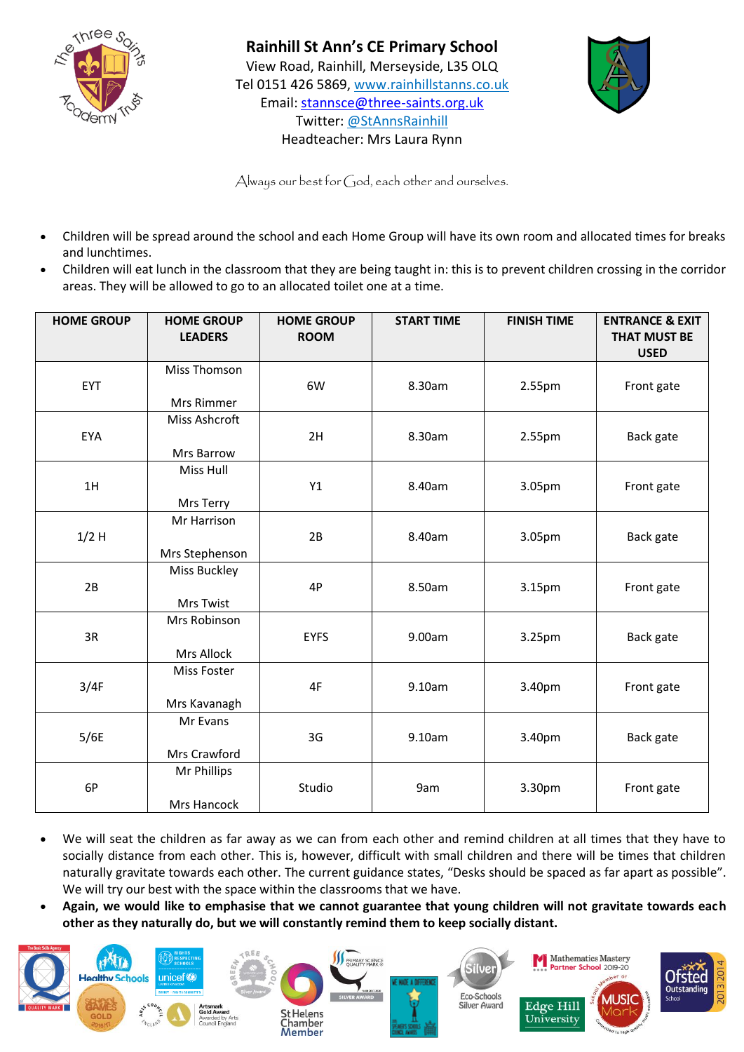**Rainhill St Ann's CE Primary School**
View Road, Rainhill, Merseyside, L35 0LQ
Tel 0151 426 5869, www.rainhillstanns.co.uk
Email: stannsce@three-saints.org.uk
Twitter: @StAnnsRainhill
Headteacher: Mrs Laura Rynn

*Always our best for God, each other and ourselves.*

- Children will be spread around the school and each Home Group will have its own room and allocated times for breaks and lunchtimes.
- Children will eat lunch in the classroom that they are being taught in: this is to prevent children crossing in the corridor areas. They will be allowed to go to an allocated toilet one at a time.

| HOME GROUP | HOME GROUP LEADERS | HOME GROUP ROOM | START TIME | FINISH TIME | ENTRANCE & EXIT THAT MUST BE USED |
|---|---|---|---|---|---|
| EYT | Miss Thomson<br>Mrs Rimmer | 6W | 8.30am | 2.55pm | Front gate |
| EYA | Miss Ashcroft<br>Mrs Barrow | 2H | 8.30am | 2.55pm | Back gate |
| 1H | Miss Hull<br>Mrs Terry | Y1 | 8.40am | 3.05pm | Front gate |
| 1/2 H | Mr Harrison<br>Mrs Stephenson | 2B | 8.40am | 3.05pm | Back gate |
| 2B | Miss Buckley<br>Mrs Twist | 4P | 8.50am | 3.15pm | Front gate |
| 3R | Mrs Robinson<br>Mrs Allock | EYFS | 9.00am | 3.25pm | Back gate |
| 3/4F | Miss Foster<br>Mrs Kavanagh | 4F | 9.10am | 3.40pm | Front gate |
| 5/6E | Mr Evans<br>Mrs Crawford | 3G | 9.10am | 3.40pm | Back gate |
| 6P | Mr Phillips<br>Mrs Hancock | Studio | 9am | 3.30pm | Front gate |

- We will seat the children as far away as we can from each other and remind children at all times that they have to socially distance from each other. This is, however, difficult with small children and there will be times that children naturally gravitate towards each other. The current guidance states, "Desks should be spaced as far apart as possible". We will try our best with the space within the classrooms that we have.
- **Again, we would like to emphasise that we cannot guarantee that young children will not gravitate towards each other as they naturally do, but we will constantly remind them to keep socially distant.**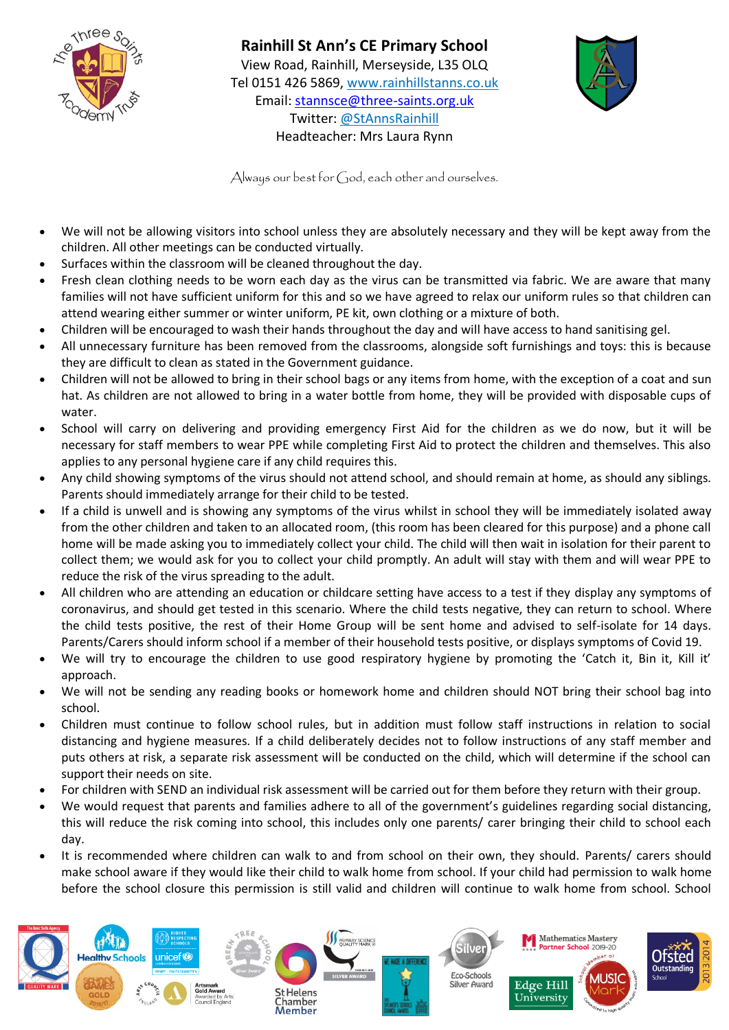**Rainhill St Ann's CE Primary School**
View Road, Rainhill, Merseyside, L35 OLQ
Tel 0151 426 5869, www.rainhillstanns.co.uk
Email: stannsce@three-saints.org.uk
Twitter: @StAnnsRainhill
Headteacher: Mrs Laura Rynn

*Always our best for God, each other and ourselves.*

- We will not be allowing visitors into school unless they are absolutely necessary and they will be kept away from the children. All other meetings can be conducted virtually.
- Surfaces within the classroom will be cleaned throughout the day.
- Fresh clean clothing needs to be worn each day as the virus can be transmitted via fabric. We are aware that many families will not have sufficient uniform for this and so we have agreed to relax our uniform rules so that children can attend wearing either summer or winter uniform, PE kit, own clothing or a mixture of both.
- Children will be encouraged to wash their hands throughout the day and will have access to hand sanitising gel.
- All unnecessary furniture has been removed from the classrooms, alongside soft furnishings and toys: this is because they are difficult to clean as stated in the Government guidance.
- Children will not be allowed to bring in their school bags or any items from home, with the exception of a coat and sun hat. As children are not allowed to bring in a water bottle from home, they will be provided with disposable cups of water.
- School will carry on delivering and providing emergency First Aid for the children as we do now, but it will be necessary for staff members to wear PPE while completing First Aid to protect the children and themselves. This also applies to any personal hygiene care if any child requires this.
- Any child showing symptoms of the virus should not attend school, and should remain at home, as should any siblings. Parents should immediately arrange for their child to be tested.
- If a child is unwell and is showing any symptoms of the virus whilst in school they will be immediately isolated away from the other children and taken to an allocated room, (this room has been cleared for this purpose) and a phone call home will be made asking you to immediately collect your child. The child will then wait in isolation for their parent to collect them; we would ask for you to collect your child promptly. An adult will stay with them and will wear PPE to reduce the risk of the virus spreading to the adult.
- All children who are attending an education or childcare setting have access to a test if they display any symptoms of coronavirus, and should get tested in this scenario. Where the child tests negative, they can return to school. Where the child tests positive, the rest of their Home Group will be sent home and advised to self-isolate for 14 days. Parents/Carers should inform school if a member of their household tests positive, or displays symptoms of Covid 19.
- We will try to encourage the children to use good respiratory hygiene by promoting the 'Catch it, Bin it, Kill it' approach.
- We will not be sending any reading books or homework home and children should NOT bring their school bag into school.
- Children must continue to follow school rules, but in addition must follow staff instructions in relation to social distancing and hygiene measures. If a child deliberately decides not to follow instructions of any staff member and puts others at risk, a separate risk assessment will be conducted on the child, which will determine if the school can support their needs on site.
- For children with SEND an individual risk assessment will be carried out for them before they return with their group.
- We would request that parents and families adhere to all of the government's guidelines regarding social distancing, this will reduce the risk coming into school, this includes only one parents/ carer bringing their child to school each day.
- It is recommended where children can walk to and from school on their own, they should. Parents/ carers should make school aware if they would like their child to walk home from school. If your child had permission to walk home before the school closure this permission is still valid and children will continue to walk home from school. School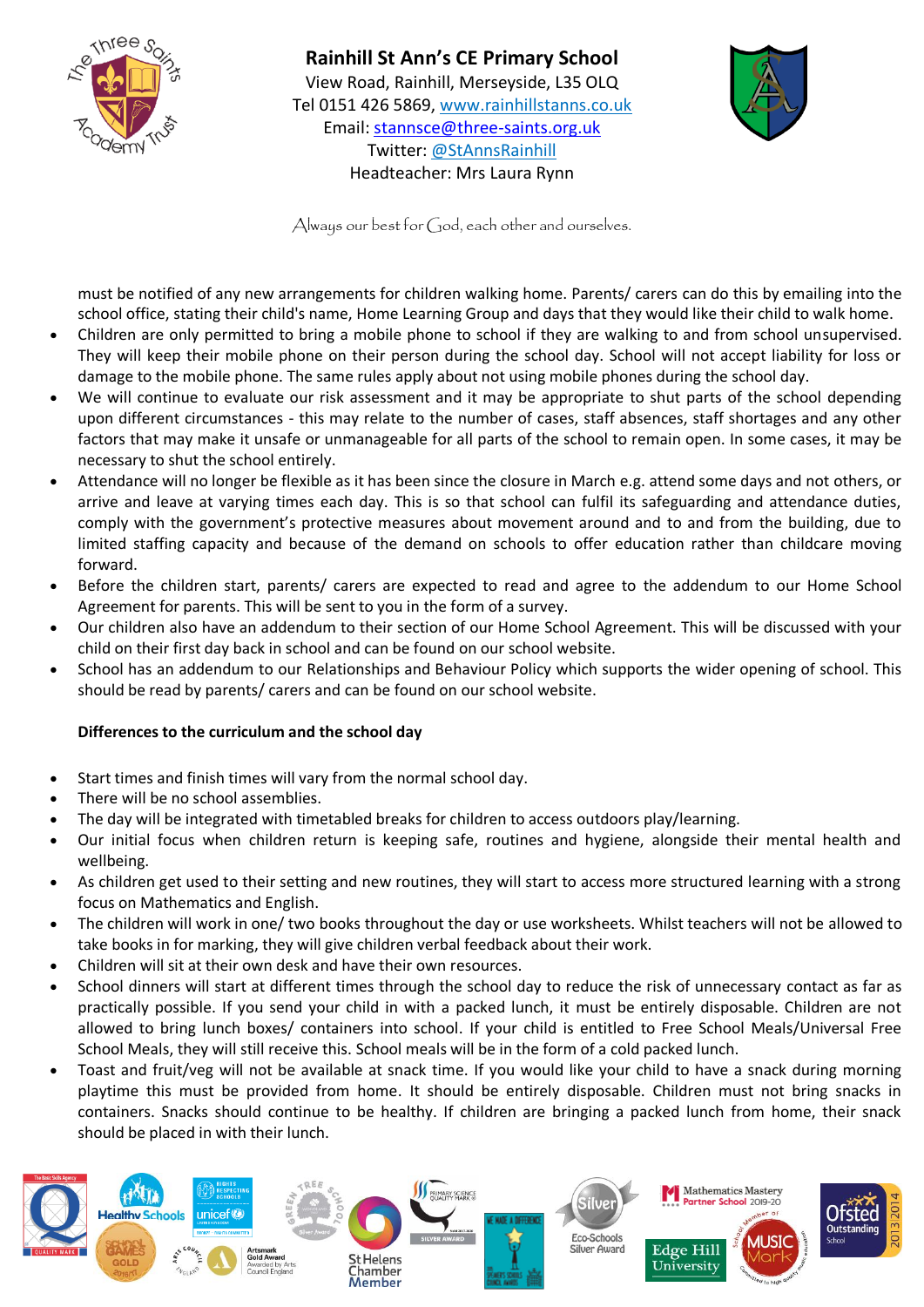must be notified of any new arrangements for children walking home. Parents/ carers can do this by emailing into the school office, stating their child's name, Home Learning Group and days that they would like their child to walk home.

- Children are only permitted to bring a mobile phone to school if they are walking to and from school unsupervised. They will keep their mobile phone on their person during the school day. School will not accept liability for loss or damage to the mobile phone. The same rules apply about not using mobile phones during the school day.
- We will continue to evaluate our risk assessment and it may be appropriate to shut parts of the school depending upon different circumstances - this may relate to the number of cases, staff absences, staff shortages and any other factors that may make it unsafe or unmanageable for all parts of the school to remain open. In some cases, it may be necessary to shut the school entirely.
- Attendance will no longer be flexible as it has been since the closure in March e.g. attend some days and not others, or arrive and leave at varying times each day. This is so that school can fulfil its safeguarding and attendance duties, comply with the government's protective measures about movement around and to and from the building, due to limited staffing capacity and because of the demand on schools to offer education rather than childcare moving forward.
- Before the children start, parents/ carers are expected to read and agree to the addendum to our Home School Agreement for parents. This will be sent to you in the form of a survey.
- Our children also have an addendum to their section of our Home School Agreement. This will be discussed with your child on their first day back in school and can be found on our school website.
- School has an addendum to our Relationships and Behaviour Policy which supports the wider opening of school. This should be read by parents/ carers and can be found on our school website.

**Differences to the curriculum and the school day**

- Start times and finish times will vary from the normal school day.
- There will be no school assemblies.
- The day will be integrated with timetabled breaks for children to access outdoors play/learning.
- Our initial focus when children return is keeping safe, routines and hygiene, alongside their mental health and wellbeing.
- As children get used to their setting and new routines, they will start to access more structured learning with a strong focus on Mathematics and English.
- The children will work in one/ two books throughout the day or use worksheets. Whilst teachers will not be allowed to take books in for marking, they will give children verbal feedback about their work.
- Children will sit at their own desk and have their own resources.
- School dinners will start at different times through the school day to reduce the risk of unnecessary contact as far as practically possible. If you send your child in with a packed lunch, it must be entirely disposable. Children are not allowed to bring lunch boxes/ containers into school. If your child is entitled to Free School Meals/Universal Free School Meals, they will still receive this. School meals will be in the form of a cold packed lunch.
- Toast and fruit/veg will not be available at snack time. If you would like your child to have a snack during morning playtime this must be provided from home. It should be entirely disposable. Children must not bring snacks in containers. Snacks should continue to be healthy. If children are bringing a packed lunch from home, their snack should be placed in with their lunch.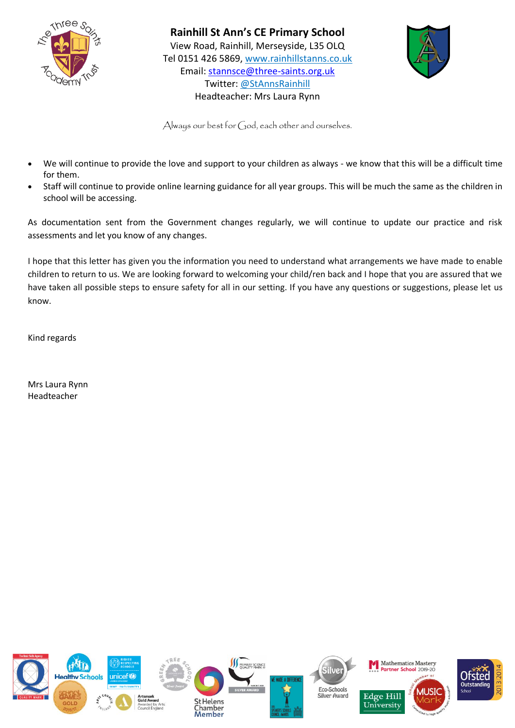**Rainhill St Ann's CE Primary School**
View Road, Rainhill, Merseyside, L35 0LQ
Tel 0151 426 5869, www.rainhillstanns.co.uk
Email: stannsce@three-saints.org.uk
Twitter: @StAnnsRainhill
Headteacher: Mrs Laura Rynn

*Always our best for God, each other and ourselves.*

- We will continue to provide the love and support to your children as always - we know that this will be a difficult time for them.
- Staff will continue to provide online learning guidance for all year groups. This will be much the same as the children in school will be accessing.

As documentation sent from the Government changes regularly, we will continue to update our practice and risk assessments and let you know of any changes.

I hope that this letter has given you the information you need to understand what arrangements we have made to enable children to return to us. We are looking forward to welcoming your child/ren back and I hope that you are assured that we have taken all possible steps to ensure safety for all in our setting. If you have any questions or suggestions, please let us know.

Kind regards

Mrs Laura Rynn
Headteacher